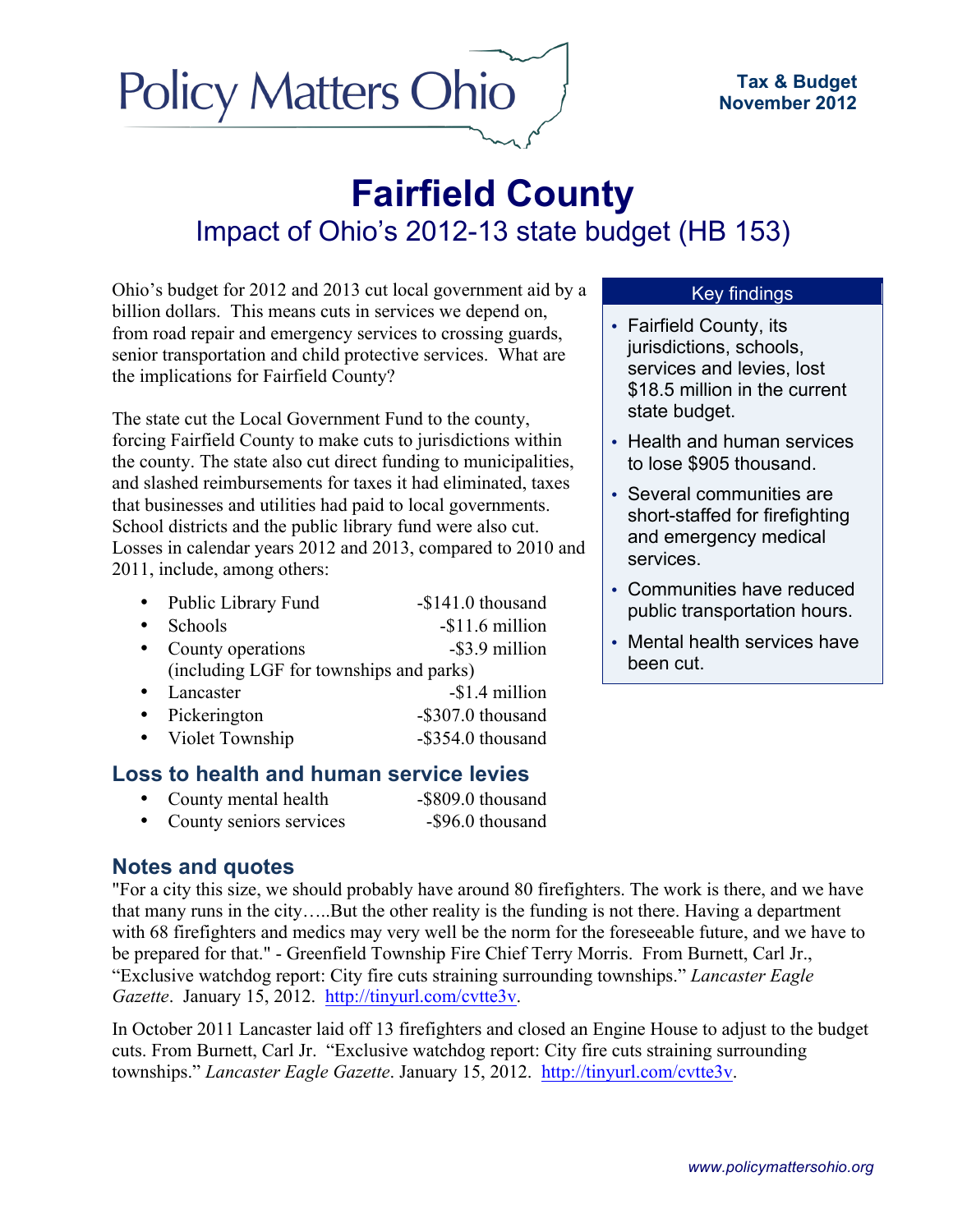Policy Matters Ohio

**Tax & Budget**
**November 2012**

# Fairfield County

## Impact of Ohio's 2012-13 state budget (HB 153)

Ohio's budget for 2012 and 2013 cut local government aid by a billion dollars. This means cuts in services we depend on, from road repair and emergency services to crossing guards, senior transportation and child protective services. What are the implications for Fairfield County?

The state cut the Local Government Fund to the county, forcing Fairfield County to make cuts to jurisdictions within the county. The state also cut direct funding to municipalities, and slashed reimbursements for taxes it had eliminated, taxes that businesses and utilities had paid to local governments. School districts and the public library fund were also cut. Losses in calendar years 2012 and 2013, compared to 2010 and 2011, include, among others:

- Public Library Fund -$141.0 thousand
- Schools -$11.6 million
- County operations -$3.9 million (including LGF for townships and parks)
- Lancaster -$1.4 million
- Pickerington -$307.0 thousand
- Violet Township -$354.0 thousand

### Key findings

- Fairfield County, its jurisdictions, schools, services and levies, lost $18.5 million in the current state budget.
- Health and human services to lose $905 thousand.
- Several communities are short-staffed for firefighting and emergency medical services.
- Communities have reduced public transportation hours.
- Mental health services have been cut.

## Loss to health and human service levies

- County mental health -$809.0 thousand
- County seniors services -$96.0 thousand

## Notes and quotes

"For a city this size, we should probably have around 80 firefighters. The work is there, and we have that many runs in the city…..But the other reality is the funding is not there. Having a department with 68 firefighters and medics may very well be the norm for the foreseeable future, and we have to be prepared for that." - Greenfield Township Fire Chief Terry Morris. From Burnett, Carl Jr., "Exclusive watchdog report: City fire cuts straining surrounding townships." *Lancaster Eagle Gazette*. January 15, 2012. http://tinyurl.com/cvtte3v.

In October 2011 Lancaster laid off 13 firefighters and closed an Engine House to adjust to the budget cuts. From Burnett, Carl Jr. "Exclusive watchdog report: City fire cuts straining surrounding townships." *Lancaster Eagle Gazette*. January 15, 2012. http://tinyurl.com/cvtte3v.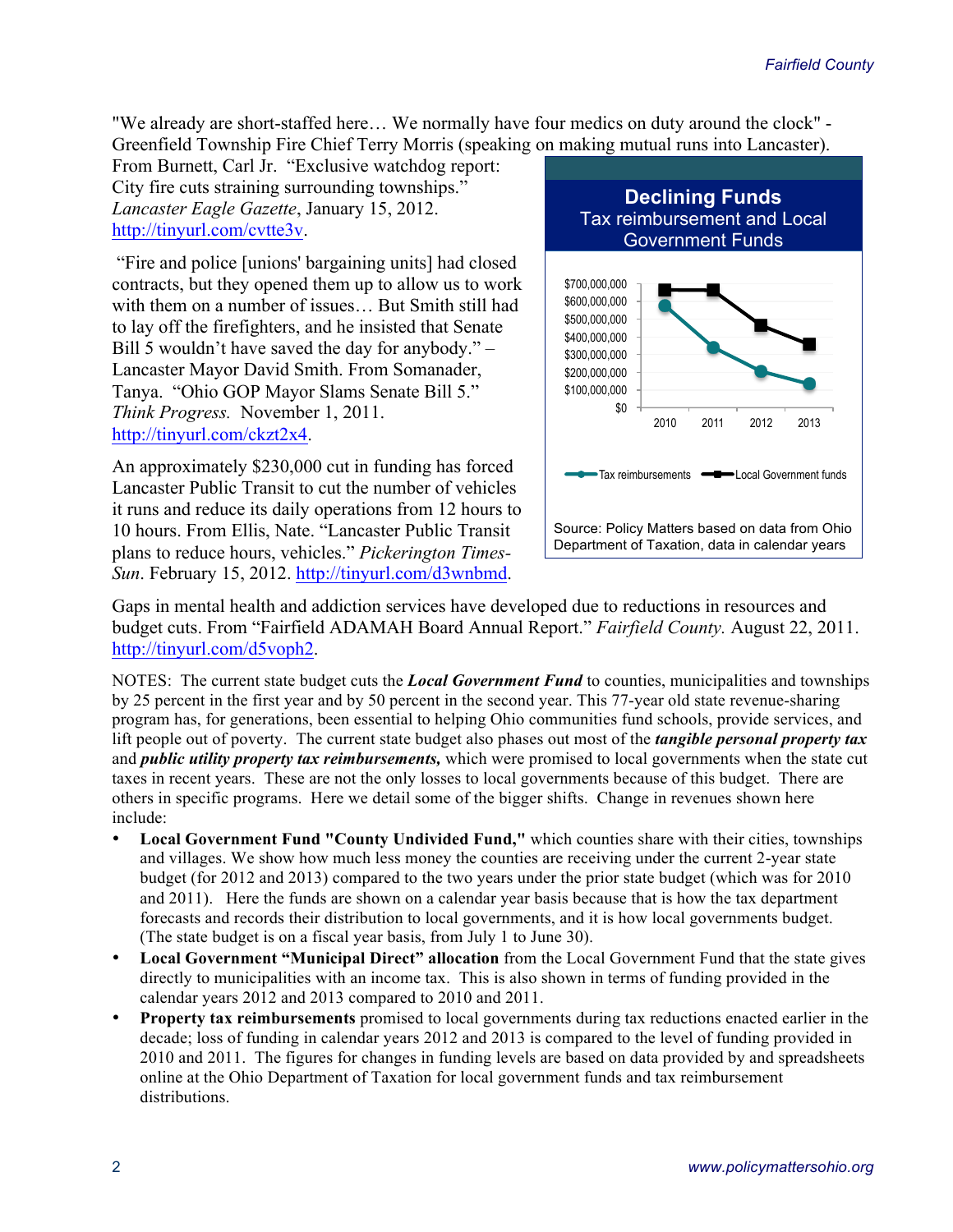"We already are short-staffed here… We normally have four medics on duty around the clock" - Greenfield Township Fire Chief Terry Morris (speaking on making mutual runs into Lancaster). From Burnett, Carl Jr. "Exclusive watchdog report: City fire cuts straining surrounding townships." *Lancaster Eagle Gazette*, January 15, 2012. http://tinyurl.com/cvtte3v.

"Fire and police [unions' bargaining units] had closed contracts, but they opened them up to allow us to work with them on a number of issues… But Smith still had to lay off the firefighters, and he insisted that Senate Bill 5 wouldn't have saved the day for anybody." – Lancaster Mayor David Smith. From Somanader, Tanya. "Ohio GOP Mayor Slams Senate Bill 5." *Think Progress.* November 1, 2011. http://tinyurl.com/ckzt2x4.

An approximately $230,000 cut in funding has forced Lancaster Public Transit to cut the number of vehicles it runs and reduce its daily operations from 12 hours to 10 hours. From Ellis, Nate. "Lancaster Public Transit plans to reduce hours, vehicles." *Pickerington Times-Sun*. February 15, 2012. http://tinyurl.com/d3wnbmd.

**Declining Funds**
Tax reimbursement and Local Government Funds

$700,000,000
$600,000,000
$500,000,000
$400,000,000
$300,000,000
$200,000,000
$100,000,000
$0

2010 2011 2012 2013

Tax reimbursements
Local Government funds

Source: Policy Matters based on data from Ohio Department of Taxation, data in calendar years

Gaps in mental health and addiction services have developed due to reductions in resources and budget cuts. From "Fairfield ADAMAH Board Annual Report." *Fairfield County.* August 22, 2011. http://tinyurl.com/d5voph2.

NOTES: The current state budget cuts the ***Local Government Fund*** to counties, municipalities and townships by 25 percent in the first year and by 50 percent in the second year. This 77-year old state revenue-sharing program has, for generations, been essential to helping Ohio communities fund schools, provide services, and lift people out of poverty. The current state budget also phases out most of the ***tangible personal property tax*** and ***public utility property tax reimbursements,*** which were promised to local governments when the state cut taxes in recent years. These are not the only losses to local governments because of this budget. There are others in specific programs. Here we detail some of the bigger shifts. Change in revenues shown here include:

- **Local Government Fund "County Undivided Fund,"** which counties share with their cities, townships and villages. We show how much less money the counties are receiving under the current 2-year state budget (for 2012 and 2013) compared to the two years under the prior state budget (which was for 2010 and 2011). Here the funds are shown on a calendar year basis because that is how the tax department forecasts and records their distribution to local governments, and it is how local governments budget. (The state budget is on a fiscal year basis, from July 1 to June 30).
- **Local Government "Municipal Direct" allocation** from the Local Government Fund that the state gives directly to municipalities with an income tax. This is also shown in terms of funding provided in the calendar years 2012 and 2013 compared to 2010 and 2011.
- **Property tax reimbursements** promised to local governments during tax reductions enacted earlier in the decade; loss of funding in calendar years 2012 and 2013 is compared to the level of funding provided in 2010 and 2011. The figures for changes in funding levels are based on data provided by and spreadsheets online at the Ohio Department of Taxation for local government funds and tax reimbursement distributions.